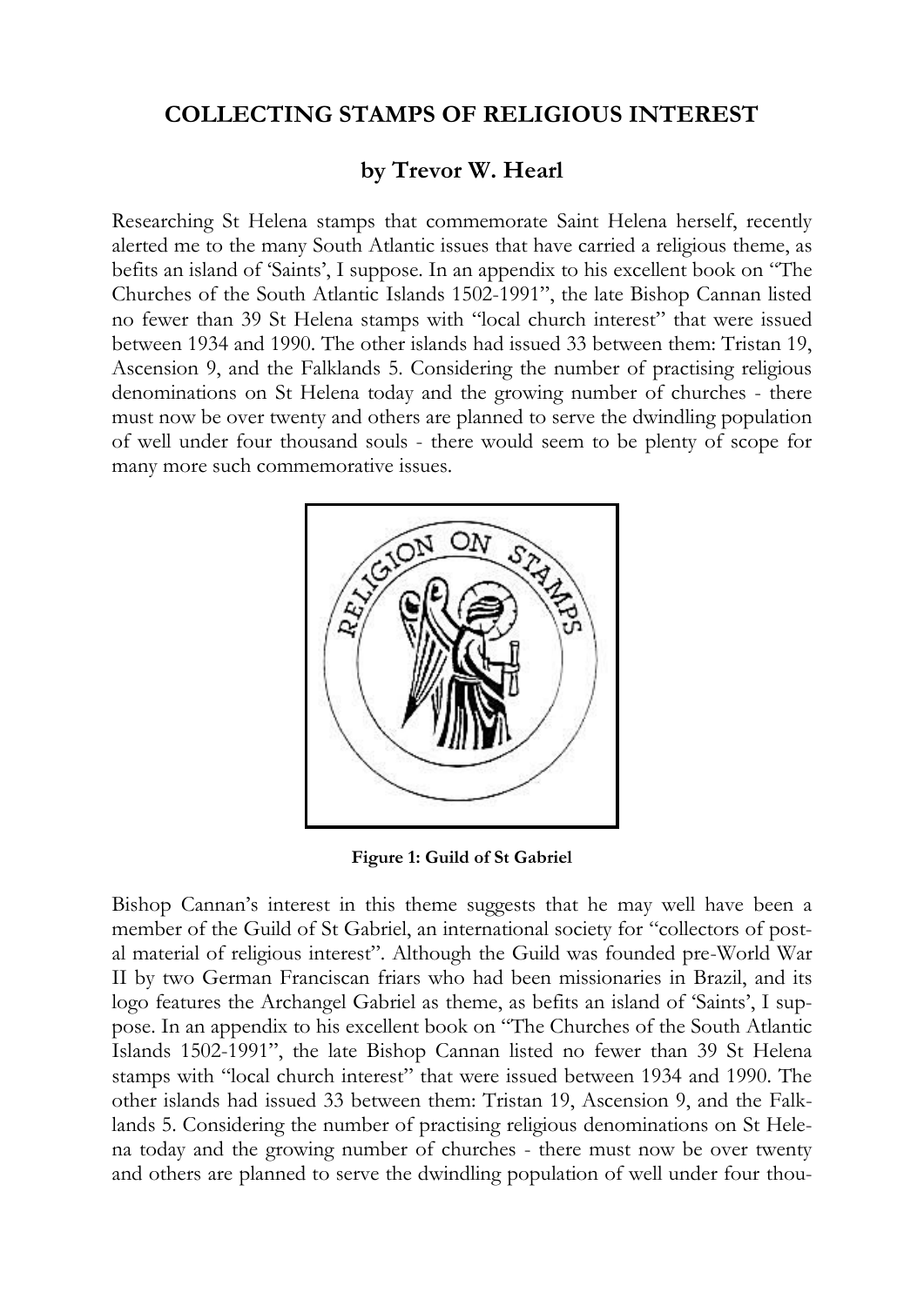# COLLECTING STAMPS OF RELIGIOUS INTEREST

## by Trevor W. Hearl

Researching St Helena stamps that commemorate Saint Helena herself, recently alerted me to the many South Atlantic issues that have carried a religious theme, as befits an island of 'Saints', I suppose. In an appendix to his excellent book on "The Churches of the South Atlantic Islands 1502-1991", the late Bishop Cannan listed no fewer than 39 St Helena stamps with "local church interest" that were issued between 1934 and 1990. The other islands had issued 33 between them: Tristan 19, Ascension 9, and the Falklands 5. Considering the number of practising religious denominations on St Helena today and the growing number of churches - there must now be over twenty and others are planned to serve the dwindling population of well under four thousand souls - there would seem to be plenty of scope for many more such commemorative issues.

**Figure 1: Guild of St Gabriel**

Bishop Cannan's interest in this theme suggests that he may well have been a member of the Guild of St Gabriel, an international society for "collectors of postal material of religious interest". Although the Guild was founded pre-World War II by two German Franciscan friars who had been missionaries in Brazil, and its logo features the Archangel Gabriel as theme, as befits an island of 'Saints', I suppose. In an appendix to his excellent book on "The Churches of the South Atlantic Islands 1502-1991", the late Bishop Cannan listed no fewer than 39 St Helena stamps with "local church interest" that were issued between 1934 and 1990. The other islands had issued 33 between them: Tristan 19, Ascension 9, and the Falklands 5. Considering the number of practising religious denominations on St Helena today and the growing number of churches - there must now be over twenty and others are planned to serve the dwindling population of well under four thou-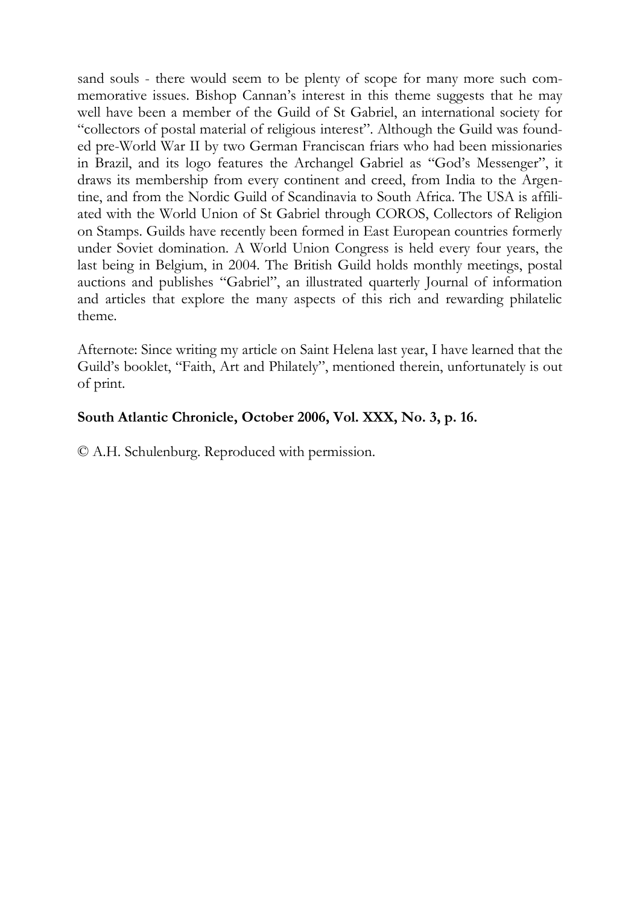sand souls - there would seem to be plenty of scope for many more such commemorative issues. Bishop Cannan's interest in this theme suggests that he may well have been a member of the Guild of St Gabriel, an international society for "collectors of postal material of religious interest". Although the Guild was founded pre-World War II by two German Franciscan friars who had been missionaries in Brazil, and its logo features the Archangel Gabriel as "God's Messenger", it draws its membership from every continent and creed, from India to the Argentine, and from the Nordic Guild of Scandinavia to South Africa. The USA is affiliated with the World Union of St Gabriel through COROS, Collectors of Religion on Stamps. Guilds have recently been formed in East European countries formerly under Soviet domination. A World Union Congress is held every four years, the last being in Belgium, in 2004. The British Guild holds monthly meetings, postal auctions and publishes "Gabriel", an illustrated quarterly Journal of information and articles that explore the many aspects of this rich and rewarding philatelic theme.

Afternote: Since writing my article on Saint Helena last year, I have learned that the Guild's booklet, "Faith, Art and Philately", mentioned therein, unfortunately is out of print.

**South Atlantic Chronicle, October 2006, Vol. XXX, No. 3, p. 16.**

© A.H. Schulenburg. Reproduced with permission.